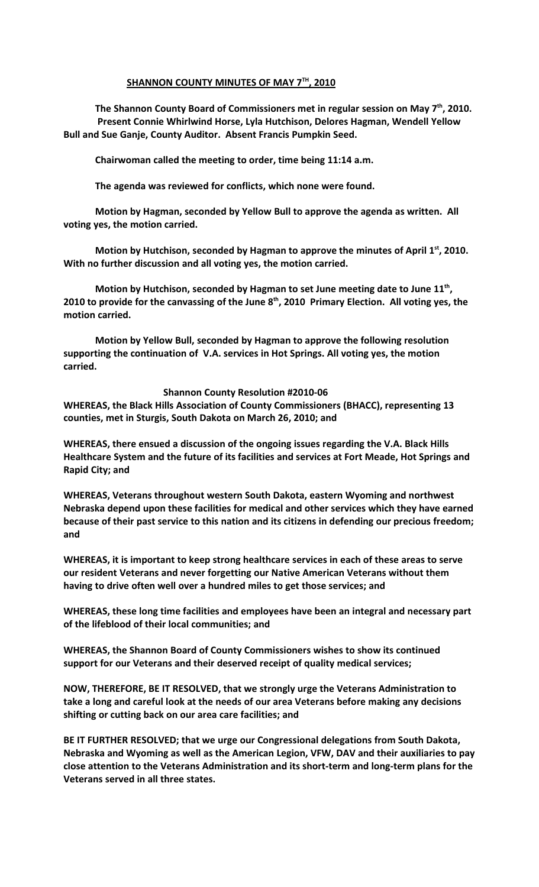# SHANNON COUNTY MINUTES OF MAY 7TH, 2010

**The Shannon County Board of Commissioners met in regular session on May 7th, 2010. Present Connie Whirlwind Horse, Lyla Hutchison, Delores Hagman, Wendell Yellow Bull and Sue Ganje, County Auditor. Absent Francis Pumpkin Seed.**

**Chairwoman called the meeting to order, time being 11:14 a.m.**

**The agenda was reviewed for conflicts, which none were found.**

**Motion by Hagman, seconded by Yellow Bull to approve the agenda as written. All voting yes, the motion carried.**

**Motion by Hutchison, seconded by Hagman to approve the minutes of April 1st, 2010. With no further discussion and all voting yes, the motion carried.**

**Motion by Hutchison, seconded by Hagman to set June meeting date to June 11th, 2010 to provide for the canvassing of the June 8th, 2010 Primary Election. All voting yes, the motion carried.**

**Motion by Yellow Bull, seconded by Hagman to approve the following resolution supporting the continuation of V.A. services in Hot Springs. All voting yes, the motion carried.**

**Shannon County Resolution #2010-06**

**WHEREAS, the Black Hills Association of County Commissioners (BHACC), representing 13 counties, met in Sturgis, South Dakota on March 26, 2010; and**

**WHEREAS, there ensued a discussion of the ongoing issues regarding the V.A. Black Hills Healthcare System and the future of its facilities and services at Fort Meade, Hot Springs and Rapid City; and**

**WHEREAS, Veterans throughout western South Dakota, eastern Wyoming and northwest Nebraska depend upon these facilities for medical and other services which they have earned because of their past service to this nation and its citizens in defending our precious freedom; and**

**WHEREAS, it is important to keep strong healthcare services in each of these areas to serve our resident Veterans and never forgetting our Native American Veterans without them having to drive often well over a hundred miles to get those services; and**

**WHEREAS, these long time facilities and employees have been an integral and necessary part of the lifeblood of their local communities; and**

**WHEREAS, the Shannon Board of County Commissioners wishes to show its continued support for our Veterans and their deserved receipt of quality medical services;**

**NOW, THEREFORE, BE IT RESOLVED, that we strongly urge the Veterans Administration to take a long and careful look at the needs of our area Veterans before making any decisions shifting or cutting back on our area care facilities; and**

**BE IT FURTHER RESOLVED; that we urge our Congressional delegations from South Dakota, Nebraska and Wyoming as well as the American Legion, VFW, DAV and their auxiliaries to pay close attention to the Veterans Administration and its short-term and long-term plans for the Veterans served in all three states.**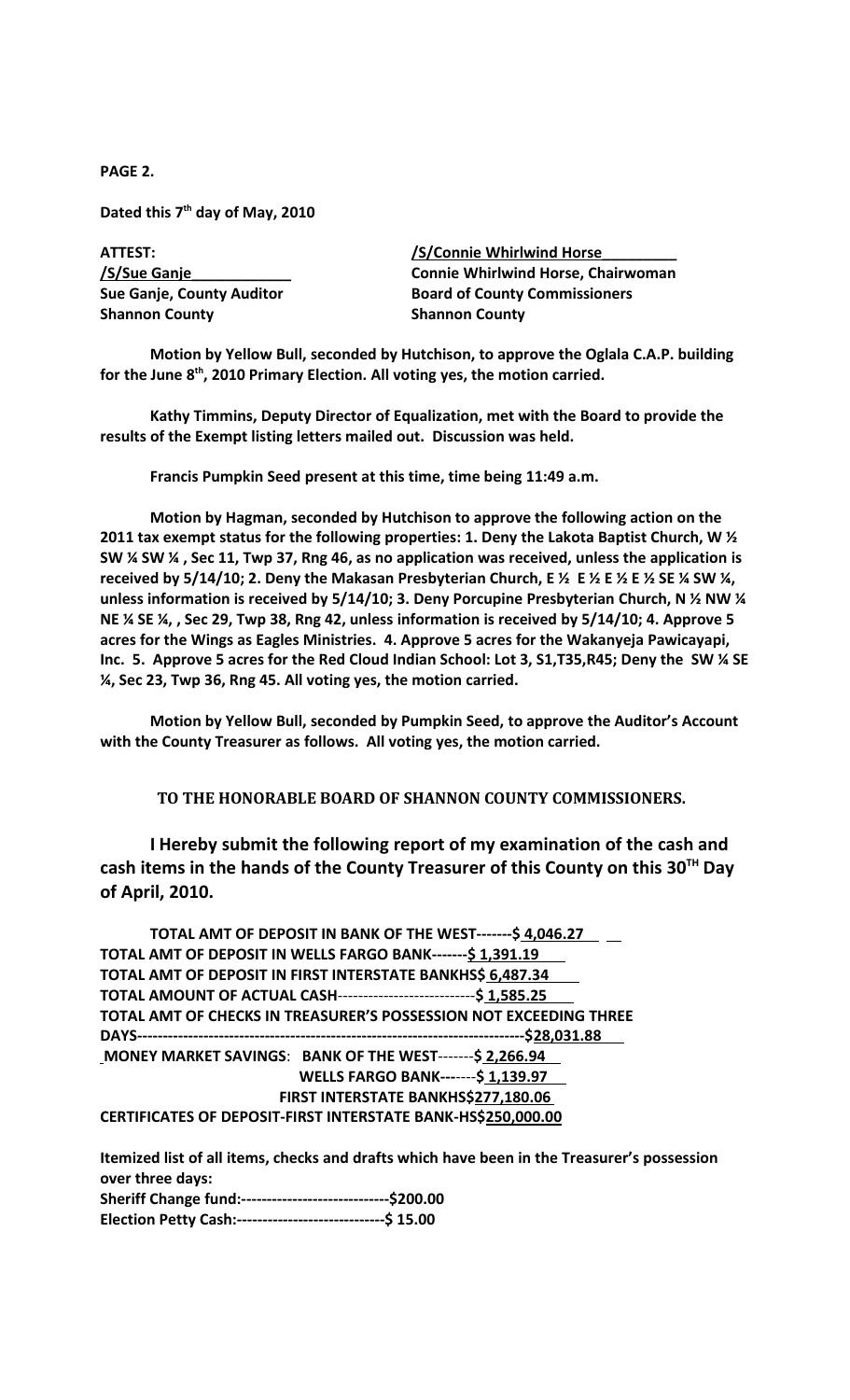**PAGE 2.**

**Dated this 7th day of May, 2010**

| | |
|---|---|
| **ATTEST:** | **/S/Connie Whirlwind Horse** |
| **/S/Sue Ganje** | **Connie Whirlwind Horse, Chairwoman** |
| **Sue Ganje, County Auditor** | **Board of County Commissioners** |
| **Shannon County** | **Shannon County** |

**Motion by Yellow Bull, seconded by Hutchison, to approve the Oglala C.A.P. building for the June 8th, 2010 Primary Election. All voting yes, the motion carried.**

**Kathy Timmins, Deputy Director of Equalization, met with the Board to provide the results of the Exempt listing letters mailed out. Discussion was held.**

**Francis Pumpkin Seed present at this time, time being 11:49 a.m.**

**Motion by Hagman, seconded by Hutchison to approve the following action on the 2011 tax exempt status for the following properties: 1. Deny the Lakota Baptist Church, W ½ SW ¼ SW ¼ , Sec 11, Twp 37, Rng 46, as no application was received, unless the application is received by 5/14/10; 2. Deny the Makasan Presbyterian Church, E ½ E ½ E ½ E ½ SE ¼ SW ¼, unless information is received by 5/14/10; 3. Deny Porcupine Presbyterian Church, N ½ NW ¼ NE ¼ SE ¼, , Sec 29, Twp 38, Rng 42, unless information is received by 5/14/10; 4. Approve 5 acres for the Wings as Eagles Ministries. 4. Approve 5 acres for the Wakanyeja Pawicayapi, Inc. 5. Approve 5 acres for the Red Cloud Indian School: Lot 3, S1,T35,R45; Deny the SW ¼ SE ¼, Sec 23, Twp 36, Rng 45. All voting yes, the motion carried.**

**Motion by Yellow Bull, seconded by Pumpkin Seed, to approve the Auditor's Account with the County Treasurer as follows. All voting yes, the motion carried.**

**TO THE HONORABLE BOARD OF SHANNON COUNTY COMMISSIONERS.**

**I Hereby submit the following report of my examination of the cash and cash items in the hands of the County Treasurer of this County on this 30TH Day of April, 2010.**

**TOTAL AMT OF DEPOSIT IN BANK OF THE WEST-------$ 4,046.27**
**TOTAL AMT OF DEPOSIT IN WELLS FARGO BANK-------$ 1,391.19**
**TOTAL AMT OF DEPOSIT IN FIRST INTERSTATE BANKHS$ 6,487.34**
**TOTAL AMOUNT OF ACTUAL CASH---------------------------$ 1,585.25**
**TOTAL AMT OF CHECKS IN TREASURER'S POSSESSION NOT EXCEEDING THREE DAYS--------------------------------------------------------------------------$28,031.88**
**MONEY MARKET SAVINGS: BANK OF THE WEST-------$ 2,266.94**
**WELLS FARGO BANK-------$ 1,139.97**
**FIRST INTERSTATE BANKHS$277,180.06**
**CERTIFICATES OF DEPOSIT-FIRST INTERSTATE BANK-HS$250,000.00**

**Itemized list of all items, checks and drafts which have been in the Treasurer's possession over three days:**
**Sheriff Change fund:-----------------------------$200.00**
**Election Petty Cash:-----------------------------$ 15.00**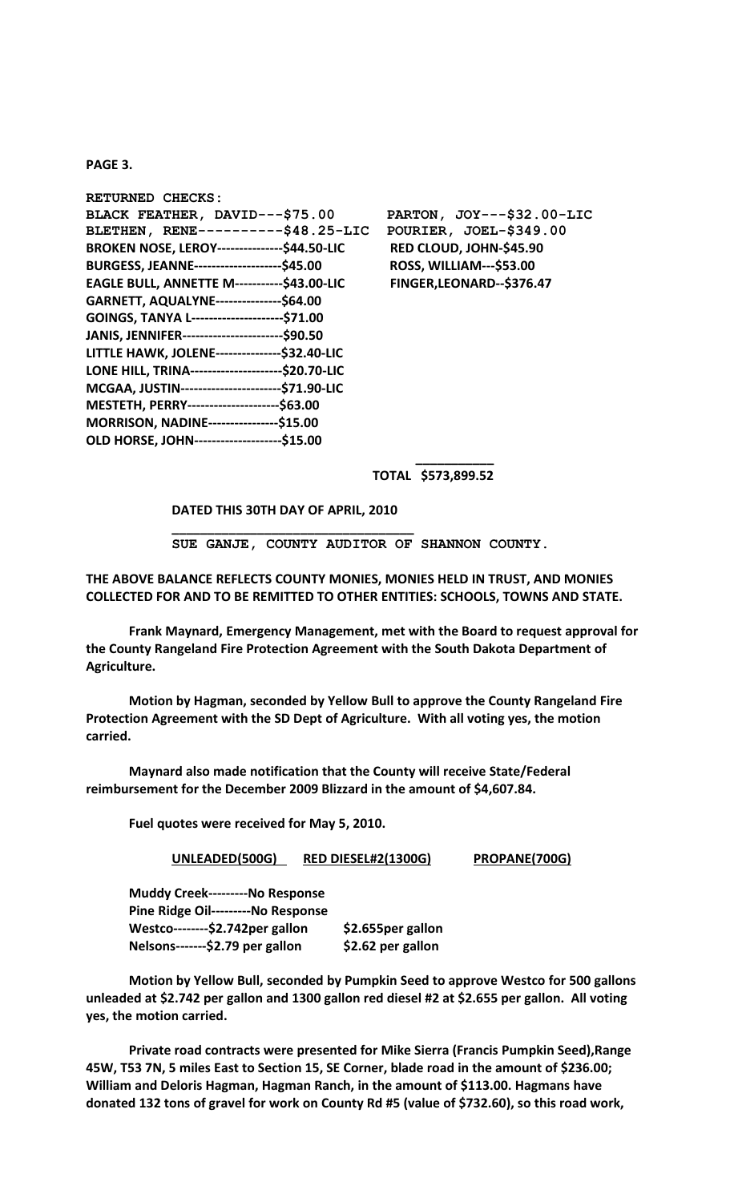**PAGE 3.**

**RETURNED CHECKS:**

**BLACK FEATHER, DAVID---$75.00**
**BLETHEN, RENE----------$48.25-LIC**
**BROKEN NOSE, LEROY---------------$44.50-LIC**
**BURGESS, JEANNE--------------------$45.00**
**EAGLE BULL, ANNETTE M-----------$43.00-LIC**
**GARNETT, AQUALYNE---------------$64.00**
**GOINGS, TANYA L---------------------$71.00**
**JANIS, JENNIFER-----------------------$90.50**
**LITTLE HAWK, JOLENE---------------$32.40-LIC**
**LONE HILL, TRINA---------------------$20.70-LIC**
**MCGAA, JUSTIN-----------------------$71.90-LIC**
**MESTETH, PERRY---------------------$63.00**
**MORRISON, NADINE----------------$15.00**
**OLD HORSE, JOHN--------------------$15.00**
**PARTON, JOY---$32.00-LIC**
**POURIER, JOEL-$349.00**
**RED CLOUD, JOHN-$45.90**
**ROSS, WILLIAM---$53.00**
**FINGER,LEONARD--$376.47**

**TOTAL $573,899.52**

**DATED THIS 30TH DAY OF APRIL, 2010**

**________________________________**
**SUE GANJE, COUNTY AUDITOR OF SHANNON COUNTY.**

**THE ABOVE BALANCE REFLECTS COUNTY MONIES, MONIES HELD IN TRUST, AND MONIES COLLECTED FOR AND TO BE REMITTED TO OTHER ENTITIES: SCHOOLS, TOWNS AND STATE.**

**Frank Maynard, Emergency Management, met with the Board to request approval for the County Rangeland Fire Protection Agreement with the South Dakota Department of Agriculture.**

**Motion by Hagman, seconded by Yellow Bull to approve the County Rangeland Fire Protection Agreement with the SD Dept of Agriculture. With all voting yes, the motion carried.**

**Maynard also made notification that the County will receive State/Federal reimbursement for the December 2009 Blizzard in the amount of $4,607.84.**

**Fuel quotes were received for May 5, 2010.**

| | UNLEADED(500G) | RED DIESEL#2(1300G) | PROPANE(700G) |
|---|---|---|---|
| Muddy Creek | No Response | | |
| Pine Ridge Oil | No Response | | |
| Westco | $2.742per gallon | $2.655per gallon | |
| Nelsons | $2.79 per gallon | $2.62 per gallon | |

**Motion by Yellow Bull, seconded by Pumpkin Seed to approve Westco for 500 gallons unleaded at $2.742 per gallon and 1300 gallon red diesel #2 at $2.655 per gallon. All voting yes, the motion carried.**

**Private road contracts were presented for Mike Sierra (Francis Pumpkin Seed),Range 45W, T53 7N, 5 miles East to Section 15, SE Corner, blade road in the amount of $236.00; William and Deloris Hagman, Hagman Ranch, in the amount of $113.00. Hagmans have donated 132 tons of gravel for work on County Rd #5 (value of $732.60), so this road work,**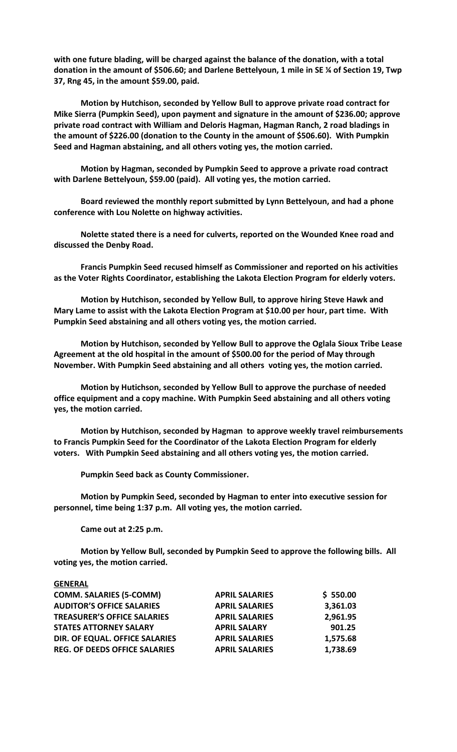**with one future blading, will be charged against the balance of the donation, with a total donation in the amount of $506.60; and Darlene Bettelyoun, 1 mile in SE ¼ of Section 19, Twp 37, Rng 45, in the amount $59.00, paid.**

**Motion by Hutchison, seconded by Yellow Bull to approve private road contract for Mike Sierra (Pumpkin Seed), upon payment and signature in the amount of $236.00; approve private road contract with William and Deloris Hagman, Hagman Ranch, 2 road bladings in the amount of $226.00 (donation to the County in the amount of $506.60). With Pumpkin Seed and Hagman abstaining, and all others voting yes, the motion carried.**

**Motion by Hagman, seconded by Pumpkin Seed to approve a private road contract with Darlene Bettelyoun, $59.00 (paid). All voting yes, the motion carried.**

**Board reviewed the monthly report submitted by Lynn Bettelyoun, and had a phone conference with Lou Nolette on highway activities.**

**Nolette stated there is a need for culverts, reported on the Wounded Knee road and discussed the Denby Road.**

**Francis Pumpkin Seed recused himself as Commissioner and reported on his activities as the Voter Rights Coordinator, establishing the Lakota Election Program for elderly voters.**

**Motion by Hutchison, seconded by Yellow Bull, to approve hiring Steve Hawk and Mary Lame to assist with the Lakota Election Program at $10.00 per hour, part time. With Pumpkin Seed abstaining and all others voting yes, the motion carried.**

**Motion by Hutchison, seconded by Yellow Bull to approve the Oglala Sioux Tribe Lease Agreement at the old hospital in the amount of $500.00 for the period of May through November. With Pumpkin Seed abstaining and all others voting yes, the motion carried.**

**Motion by Hutichson, seconded by Yellow Bull to approve the purchase of needed office equipment and a copy machine. With Pumpkin Seed abstaining and all others voting yes, the motion carried.**

**Motion by Hutchison, seconded by Hagman to approve weekly travel reimbursements to Francis Pumpkin Seed for the Coordinator of the Lakota Election Program for elderly voters. With Pumpkin Seed abstaining and all others voting yes, the motion carried.**

**Pumpkin Seed back as County Commissioner.**

**Motion by Pumpkin Seed, seconded by Hagman to enter into executive session for personnel, time being 1:37 p.m. All voting yes, the motion carried.**

**Came out at 2:25 p.m.**

**Motion by Yellow Bull, seconded by Pumpkin Seed to approve the following bills. All voting yes, the motion carried.**

**GENERAL**

| | | |
|---|---|---|
| **COMM. SALARIES (5-COMM)** | **APRIL SALARIES** | **$ 550.00** |
| **AUDITOR'S OFFICE SALARIES** | **APRIL SALARIES** | **3,361.03** |
| **TREASURER'S OFFICE SALARIES** | **APRIL SALARIES** | **2,961.95** |
| **STATES ATTORNEY SALARY** | **APRIL SALARY** | **901.25** |
| **DIR. OF EQUAL. OFFICE SALARIES** | **APRIL SALARIES** | **1,575.68** |
| **REG. OF DEEDS OFFICE SALARIES** | **APRIL SALARIES** | **1,738.69** |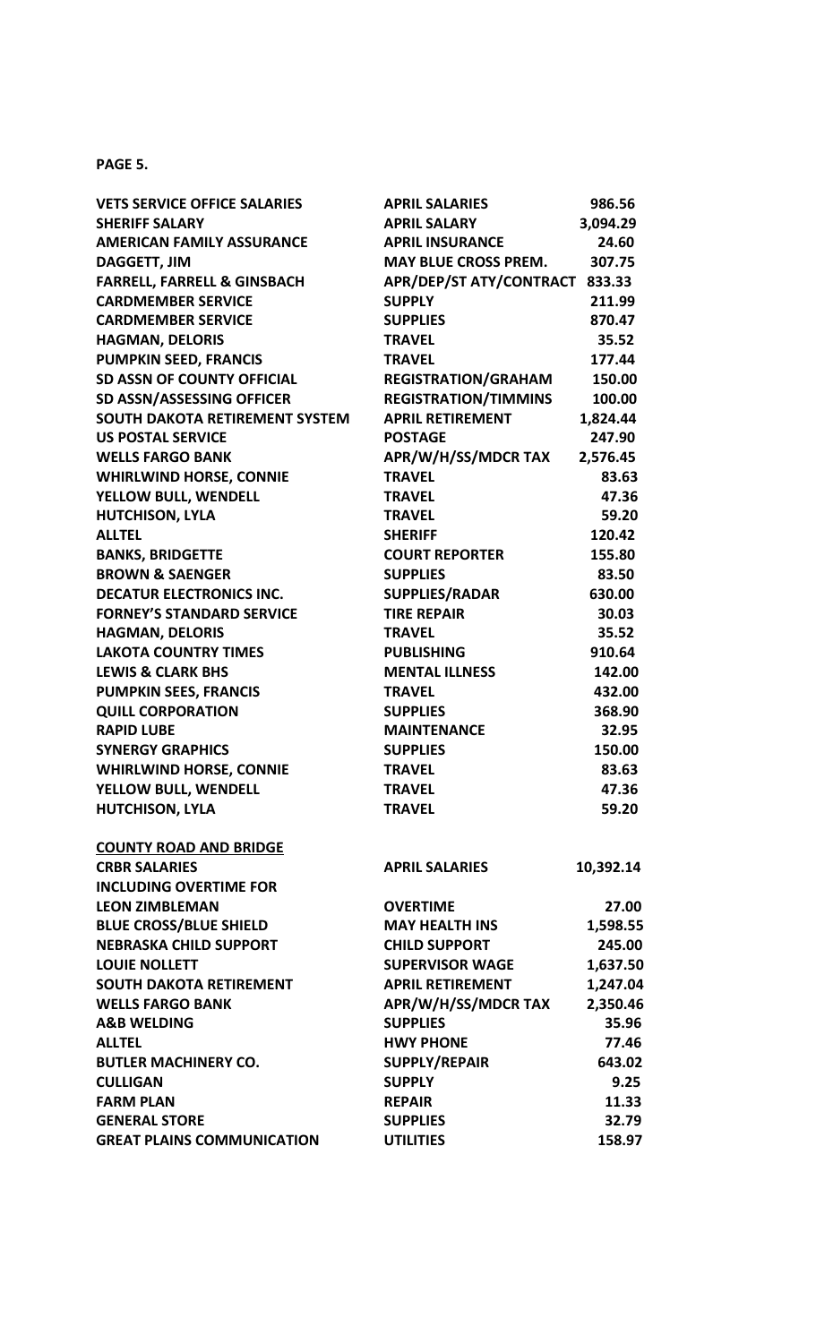**PAGE 5.**

| | | |
|---|---|---|
| **VETS SERVICE OFFICE SALARIES** | **APRIL SALARIES** | **986.56** |
| **SHERIFF SALARY** | **APRIL SALARY** | **3,094.29** |
| **AMERICAN FAMILY ASSURANCE** | **APRIL INSURANCE** | **24.60** |
| **DAGGETT, JIM** | **MAY BLUE CROSS PREM.** | **307.75** |
| **FARRELL, FARRELL & GINSBACH** | **APR/DEP/ST ATY/CONTRACT** | **833.33** |
| **CARDMEMBER SERVICE** | **SUPPLY** | **211.99** |
| **CARDMEMBER SERVICE** | **SUPPLIES** | **870.47** |
| **HAGMAN, DELORIS** | **TRAVEL** | **35.52** |
| **PUMPKIN SEED, FRANCIS** | **TRAVEL** | **177.44** |
| **SD ASSN OF COUNTY OFFICIAL** | **REGISTRATION/GRAHAM** | **150.00** |
| **SD ASSN/ASSESSING OFFICER** | **REGISTRATION/TIMMINS** | **100.00** |
| **SOUTH DAKOTA RETIREMENT SYSTEM** | **APRIL RETIREMENT** | **1,824.44** |
| **US POSTAL SERVICE** | **POSTAGE** | **247.90** |
| **WELLS FARGO BANK** | **APR/W/H/SS/MDCR TAX** | **2,576.45** |
| **WHIRLWIND HORSE, CONNIE** | **TRAVEL** | **83.63** |
| **YELLOW BULL, WENDELL** | **TRAVEL** | **47.36** |
| **HUTCHISON, LYLA** | **TRAVEL** | **59.20** |
| **ALLTEL** | **SHERIFF** | **120.42** |
| **BANKS, BRIDGETTE** | **COURT REPORTER** | **155.80** |
| **BROWN & SAENGER** | **SUPPLIES** | **83.50** |
| **DECATUR ELECTRONICS INC.** | **SUPPLIES/RADAR** | **630.00** |
| **FORNEY'S STANDARD SERVICE** | **TIRE REPAIR** | **30.03** |
| **HAGMAN, DELORIS** | **TRAVEL** | **35.52** |
| **LAKOTA COUNTRY TIMES** | **PUBLISHING** | **910.64** |
| **LEWIS & CLARK BHS** | **MENTAL ILLNESS** | **142.00** |
| **PUMPKIN SEES, FRANCIS** | **TRAVEL** | **432.00** |
| **QUILL CORPORATION** | **SUPPLIES** | **368.90** |
| **RAPID LUBE** | **MAINTENANCE** | **32.95** |
| **SYNERGY GRAPHICS** | **SUPPLIES** | **150.00** |
| **WHIRLWIND HORSE, CONNIE** | **TRAVEL** | **83.63** |
| **YELLOW BULL, WENDELL** | **TRAVEL** | **47.36** |
| **HUTCHISON, LYLA** | **TRAVEL** | **59.20** |

**COUNTY ROAD AND BRIDGE**

| | | |
|---|---|---|
| **CRBR SALARIES** | **APRIL SALARIES** | **10,392.14** |
| **INCLUDING OVERTIME FOR** | | |
| **LEON ZIMBLEMAN** | **OVERTIME** | **27.00** |
| **BLUE CROSS/BLUE SHIELD** | **MAY HEALTH INS** | **1,598.55** |
| **NEBRASKA CHILD SUPPORT** | **CHILD SUPPORT** | **245.00** |
| **LOUIE NOLLETT** | **SUPERVISOR WAGE** | **1,637.50** |
| **SOUTH DAKOTA RETIREMENT** | **APRIL RETIREMENT** | **1,247.04** |
| **WELLS FARGO BANK** | **APR/W/H/SS/MDCR TAX** | **2,350.46** |
| **A&B WELDING** | **SUPPLIES** | **35.96** |
| **ALLTEL** | **HWY PHONE** | **77.46** |
| **BUTLER MACHINERY CO.** | **SUPPLY/REPAIR** | **643.02** |
| **CULLIGAN** | **SUPPLY** | **9.25** |
| **FARM PLAN** | **REPAIR** | **11.33** |
| **GENERAL STORE** | **SUPPLIES** | **32.79** |
| **GREAT PLAINS COMMUNICATION** | **UTILITIES** | **158.97** |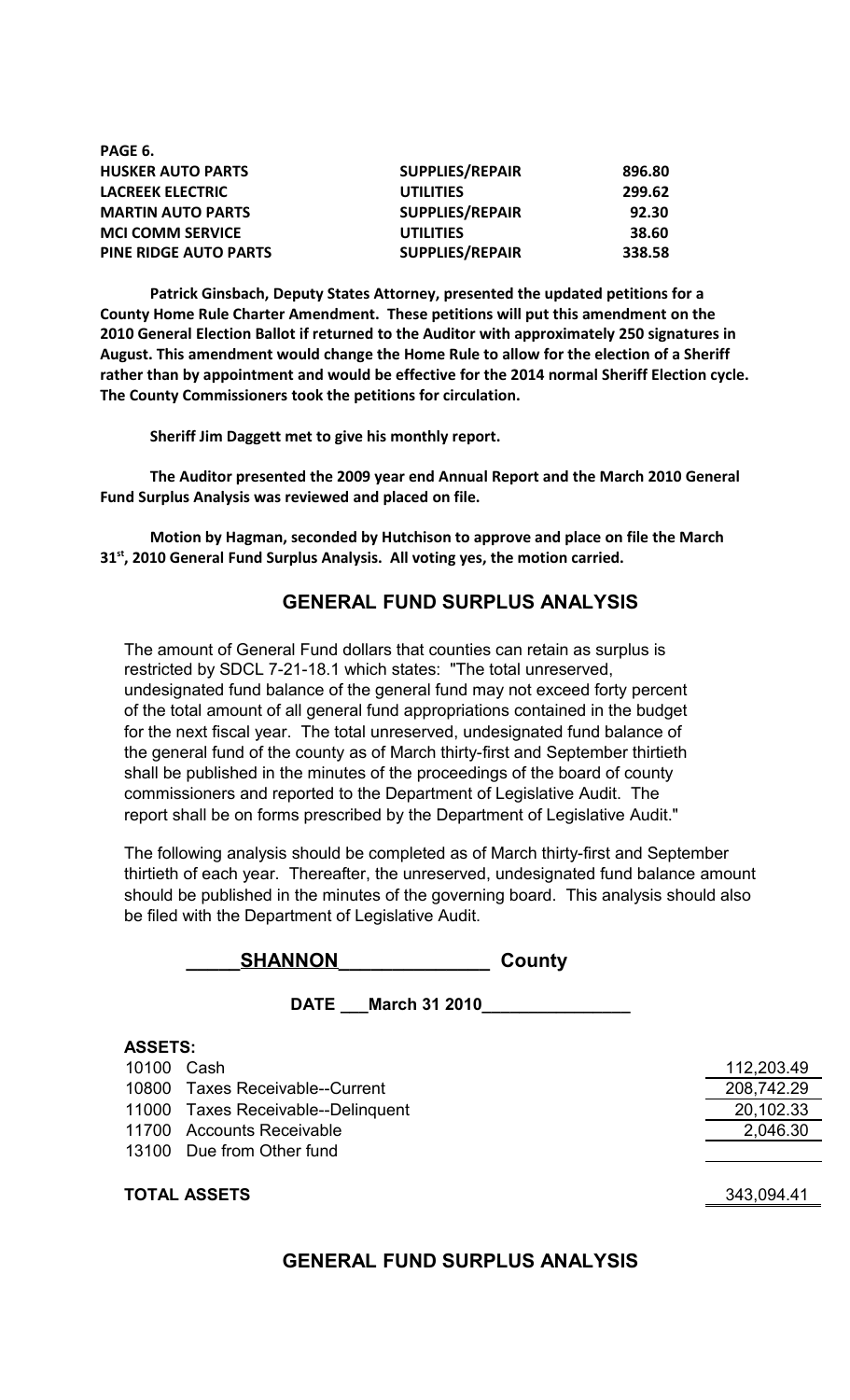**PAGE 6.**

| | | |
|---|---|---|
| **HUSKER AUTO PARTS** | **SUPPLIES/REPAIR** | **896.80** |
| **LACREEK ELECTRIC** | **UTILITIES** | **299.62** |
| **MARTIN AUTO PARTS** | **SUPPLIES/REPAIR** | **92.30** |
| **MCI COMM SERVICE** | **UTILITIES** | **38.60** |
| **PINE RIDGE AUTO PARTS** | **SUPPLIES/REPAIR** | **338.58** |

**Patrick Ginsbach, Deputy States Attorney, presented the updated petitions for a County Home Rule Charter Amendment. These petitions will put this amendment on the 2010 General Election Ballot if returned to the Auditor with approximately 250 signatures in August. This amendment would change the Home Rule to allow for the election of a Sheriff rather than by appointment and would be effective for the 2014 normal Sheriff Election cycle. The County Commissioners took the petitions for circulation.**

**Sheriff Jim Daggett met to give his monthly report.**

**The Auditor presented the 2009 year end Annual Report and the March 2010 General Fund Surplus Analysis was reviewed and placed on file.**

**Motion by Hagman, seconded by Hutchison to approve and place on file the March 31st, 2010 General Fund Surplus Analysis. All voting yes, the motion carried.**

## GENERAL FUND SURPLUS ANALYSIS

The amount of General Fund dollars that counties can retain as surplus is restricted by SDCL 7-21-18.1 which states: "The total unreserved, undesignated fund balance of the general fund may not exceed forty percent of the total amount of all general fund appropriations contained in the budget for the next fiscal year. The total unreserved, undesignated fund balance of the general fund of the county as of March thirty-first and September thirtieth shall be published in the minutes of the proceedings of the board of county commissioners and reported to the Department of Legislative Audit. The report shall be on forms prescribed by the Department of Legislative Audit."

The following analysis should be completed as of March thirty-first and September thirtieth of each year. Thereafter, the unreserved, undesignated fund balance amount should be published in the minutes of the governing board. This analysis should also be filed with the Department of Legislative Audit.

**SHANNON County**

**DATE March 31 2010**

**ASSETS:**

| | | |
|---|---|---|
| 10100 | Cash | 112,203.49 |
| 10800 | Taxes Receivable--Current | 208,742.29 |
| 11000 | Taxes Receivable--Delinquent | 20,102.33 |
| 11700 | Accounts Receivable | 2,046.30 |
| 13100 | Due from Other fund | |
| **TOTAL ASSETS** | | 343,094.41 |

## GENERAL FUND SURPLUS ANALYSIS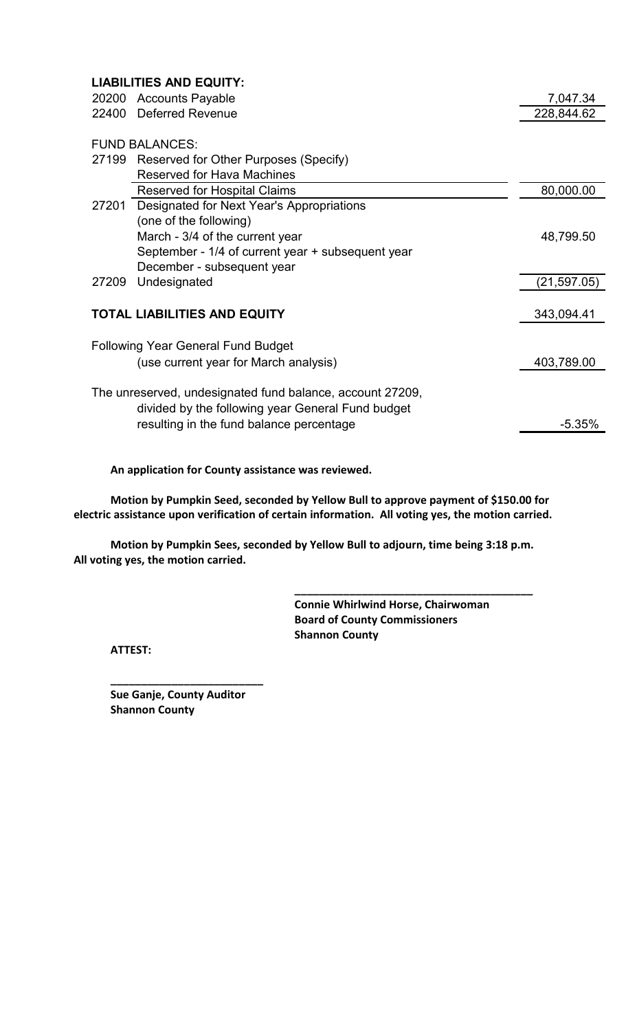| | | |
|---|---|---|
| **LIABILITIES AND EQUITY:** | | |
| 20200 | Accounts Payable | 7,047.34 |
| 22400 | Deferred Revenue | 228,844.62 |
| | | |
| | FUND BALANCES: | |
| 27199 | Reserved for Other Purposes (Specify) | |
| | Reserved for Hava Machines | |
| | Reserved for Hospital Claims | 80,000.00 |
| 27201 | Designated for Next Year's Appropriations (one of the following) | |
| | March - 3/4 of the current year | 48,799.50 |
| | September - 1/4 of current year + subsequent year | |
| | December - subsequent year | |
| 27209 | Undesignated | (21,597.05) |
| | | |
| **TOTAL LIABILITIES AND EQUITY** | | 343,094.41 |
| | | |
| | Following Year General Fund Budget (use current year for March analysis) | 403,789.00 |
| | | |
| | The unreserved, undesignated fund balance, account 27209, divided by the following year General Fund budget resulting in the fund balance percentage | -5.35% |

**An application for County assistance was reviewed.**

**Motion by Pumpkin Seed, seconded by Yellow Bull to approve payment of $150.00 for electric assistance upon verification of certain information. All voting yes, the motion carried.**

**Motion by Pumpkin Sees, seconded by Yellow Bull to adjourn, time being 3:18 p.m. All voting yes, the motion carried.**

\_\_\_\_\_\_\_\_\_\_\_\_\_\_\_\_\_\_\_\_\_\_\_\_\_\_\_\_\_\_\_\_\_\_\_\_\_\_

**Connie Whirlwind Horse, Chairwoman**
**Board of County Commissioners**
**Shannon County**

**ATTEST:**

\_\_\_\_\_\_\_\_\_\_\_\_\_\_\_\_\_\_\_\_\_\_\_\_\_

**Sue Ganje, County Auditor**
**Shannon County**